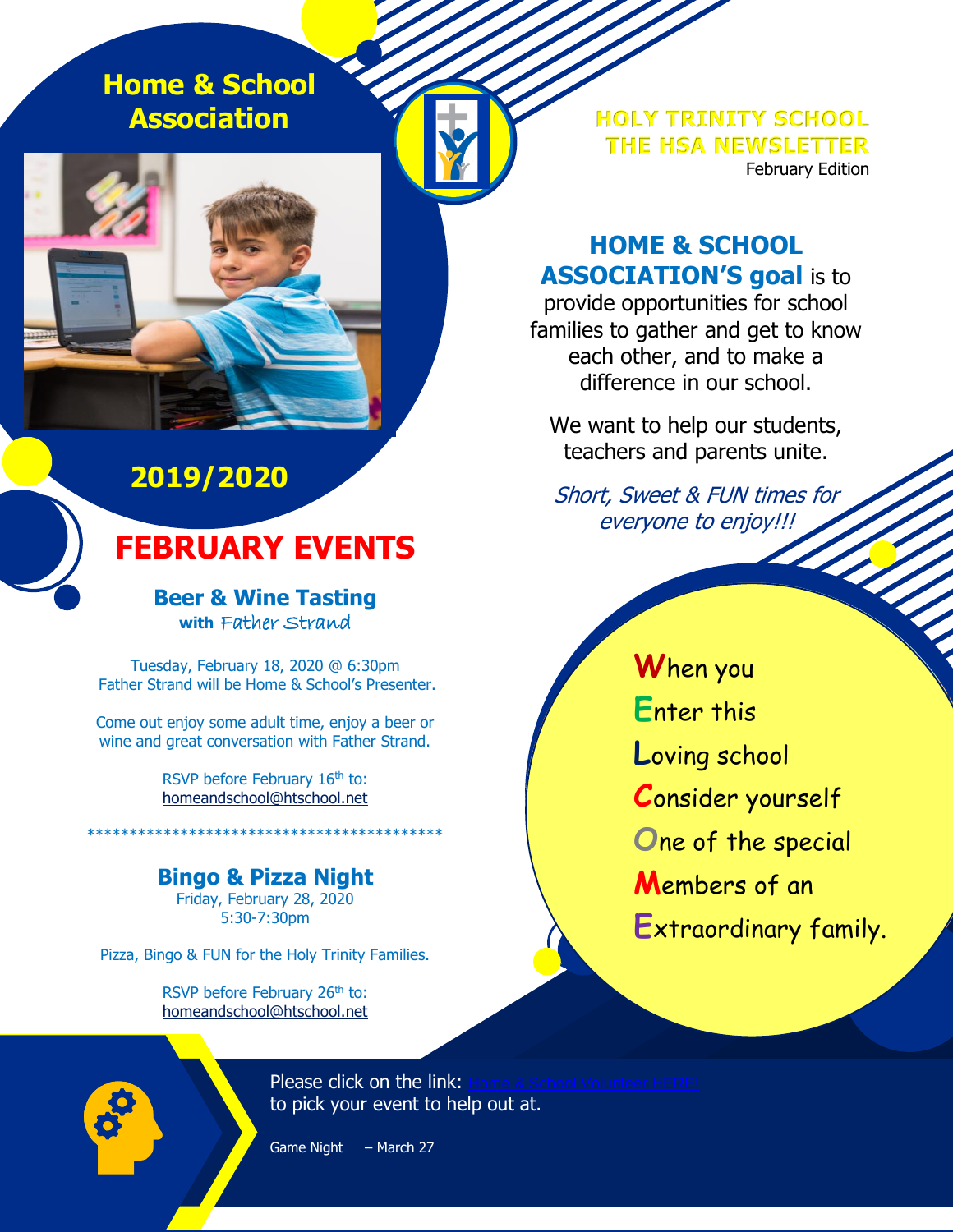# Home & School Association

**HOLY TRINITY SCHOOL**
**THE HSA NEWSLETTER**
February Edition

## 2019/2020

**HOME & SCHOOL ASSOCIATION'S goal** is to provide opportunities for school families to gather and get to know each other, and to make a difference in our school.

We want to help our students, teachers and parents unite.

*Short, Sweet & FUN times for everyone to enjoy!!!*

# FEBRUARY EVENTS

### Beer & Wine Tasting
**with** Father Strand

Tuesday, February 18, 2020 @ 6:30pm
Father Strand will be Home & School's Presenter.

Come out enjoy some adult time, enjoy a beer or wine and great conversation with Father Strand.

RSVP before February 16th to:
homeandschool@htschool.net

******************************************

### Bingo & Pizza Night
Friday, February 28, 2020
5:30-7:30pm

Pizza, Bingo & FUN for the Holy Trinity Families.

RSVP before February 26th to:
homeandschool@htschool.net

**W**hen you
**E**nter this
**L**oving school
**C**onsider yourself
**O**ne of the special
**M**embers of an
**E**xtraordinary family.

Please click on the link: Home & School Volunteer HERE!
to pick your event to help out at.

Game Night – March 27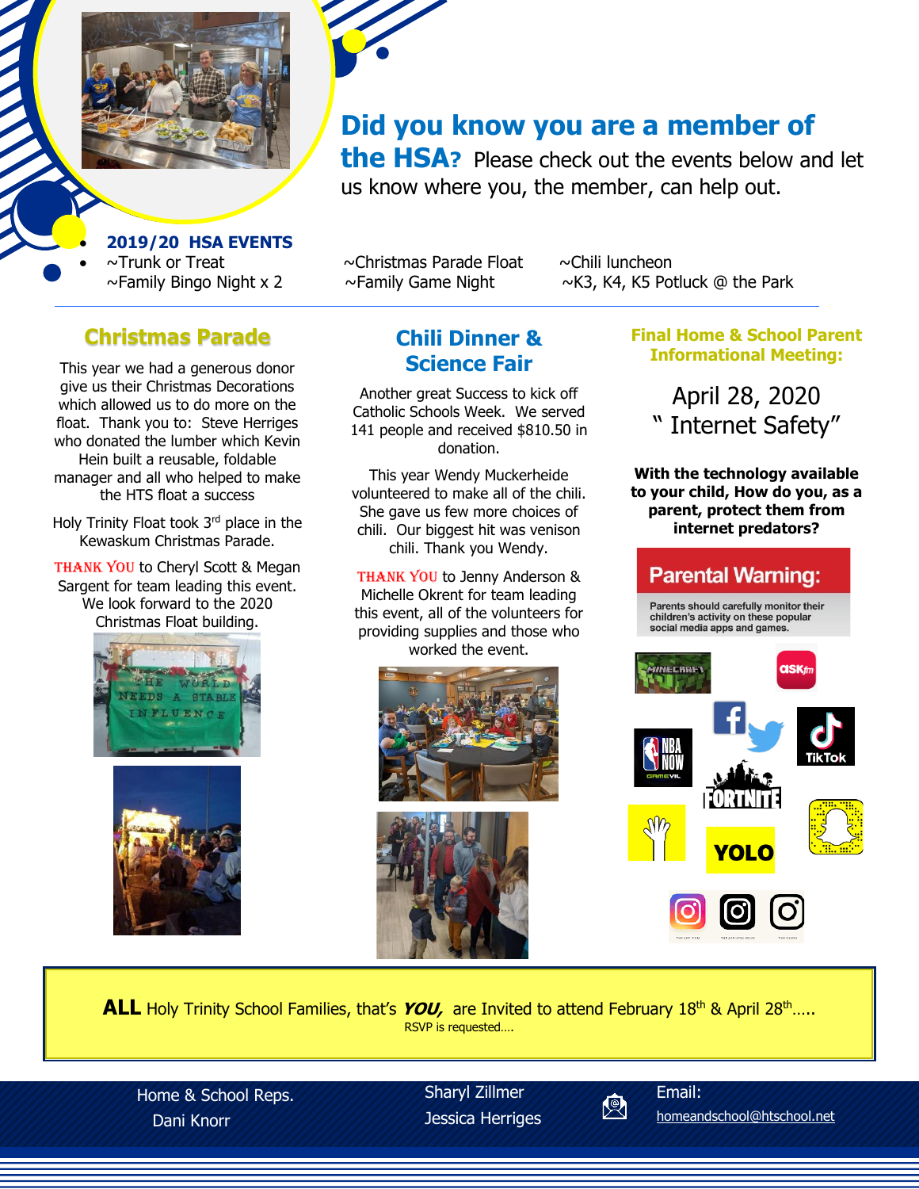# Did you know you are a member of the HSA?

Please check out the events below and let us know where you, the member, can help out.

- **2019/20 HSA EVENTS**
- ~Trunk or Treat
  ~Family Bingo Night x 2

~Christmas Parade Float
~Family Game Night

~Chili luncheon
~K3, K4, K5 Potluck @ the Park

## Christmas Parade

This year we had a generous donor give us their Christmas Decorations which allowed us to do more on the float. Thank you to: Steve Herriges who donated the lumber which Kevin Hein built a reusable, foldable manager and all who helped to make the HTS float a success

Holy Trinity Float took 3rd place in the Kewaskum Christmas Parade.

THANK YOU to Cheryl Scott & Megan Sargent for team leading this event. We look forward to the 2020 Christmas Float building.

## Chili Dinner & Science Fair

Another great Success to kick off Catholic Schools Week. We served 141 people and received $810.50 in donation.

This year Wendy Muckerheide volunteered to make all of the chili. She gave us few more choices of chili. Our biggest hit was venison chili. Thank you Wendy.

THANK YOU to Jenny Anderson & Michelle Okrent for team leading this event, all of the volunteers for providing supplies and those who worked the event.

## Final Home & School Parent Informational Meeting:

April 28, 2020
" Internet Safety"

**With the technology available to your child, How do you, as a parent, protect them from internet predators?**

**Parental Warning:**

Parents should carefully monitor their children's activity on these popular social media apps and games.

---

**ALL** Holy Trinity School Families, that's ***YOU,*** are Invited to attend February 18th & April 28th…..
RSVP is requested….

Home & School Reps.
Dani Knorr
Sharyl Zillmer
Jessica Herriges

Email:
homeandschool@htschool.net